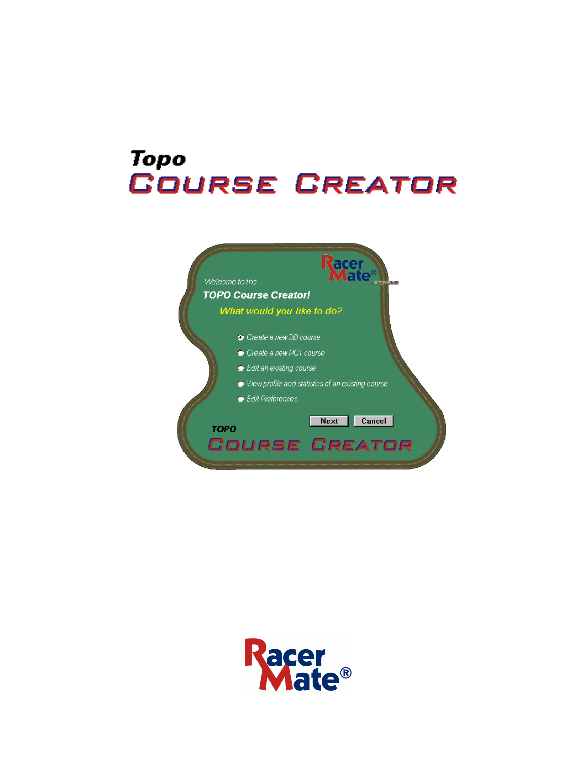# Topo

# COURSE CREATOR

Welcome to the

TOPO Course Creator!

What would you like to do?

- Create a new 3D course
- Create a new PC1 course
- Edit an existing course
- View profile and statistics of an existing course
- Edit Preferences

Next Cancel

TOPO

COURSE CREATOR

RacerMate®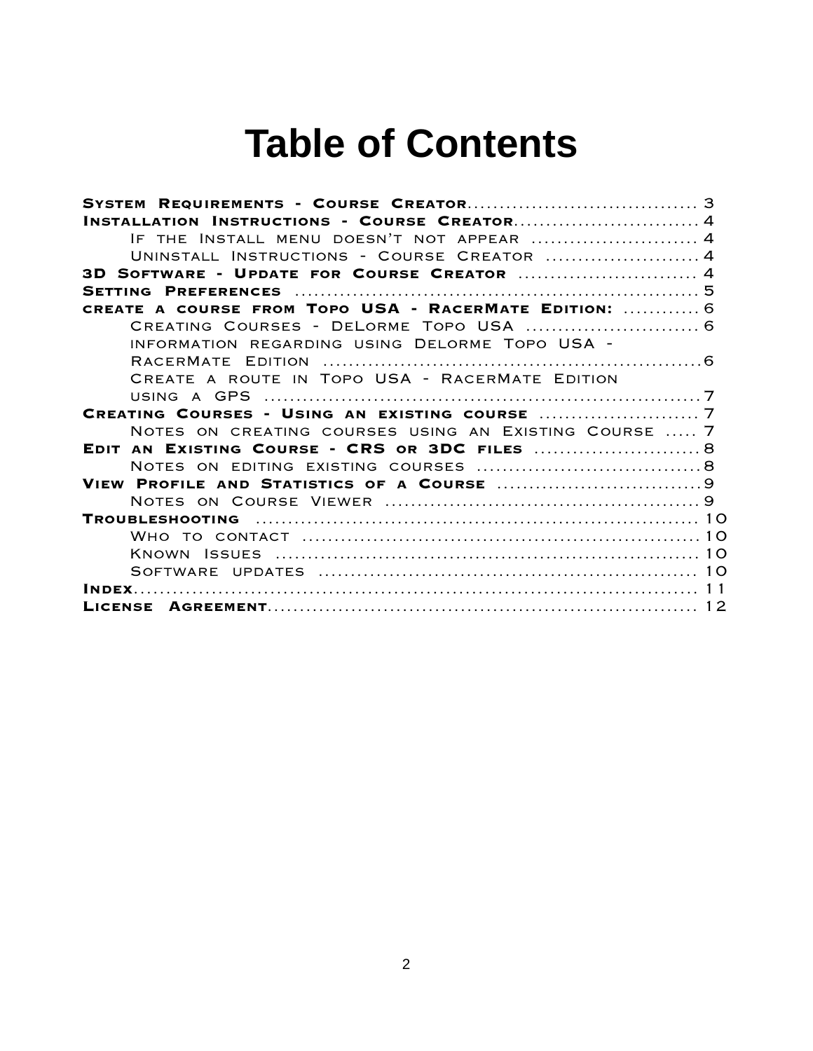# Table of Contents

**System Requirements - Course Creator**.................................... 3
**Installation Instructions - Course Creator**............................. 4
 If the Install menu doesn't not appear .......................... 4
 Uninstall Instructions - Course Creator ........................ 4
**3D Software - Update for Course Creator** ............................ 4
**Setting Preferences** ................................................................ 5
**create a course from Topo USA - RacerMate Edition:** ............ 6
 Creating Courses - DeLorme Topo USA ........................... 6
 information regarding using Delorme Topo USA - RacerMate Edition ........................................................... 6
 Create a route in Topo USA - RacerMate Edition using a GPS .................................................................... 7
**Creating Courses - Using an existing course** ........................ 7
 Notes on creating courses using an Existing Course ..... 7
**Edit an Existing Course - CRS or 3DC files** .......................... 8
 Notes on editing existing courses .................................... 8
**View Profile and Statistics of a Course** ................................ 9
 Notes on Course Viewer .................................................. 9
**Troubleshooting** .................................................................... 10
 Who to contact .............................................................. 10
 Known Issues ................................................................. 10
 Software updates ........................................................... 10
**Index**........................................................................................ 11
**License Agreement**.................................................................. 12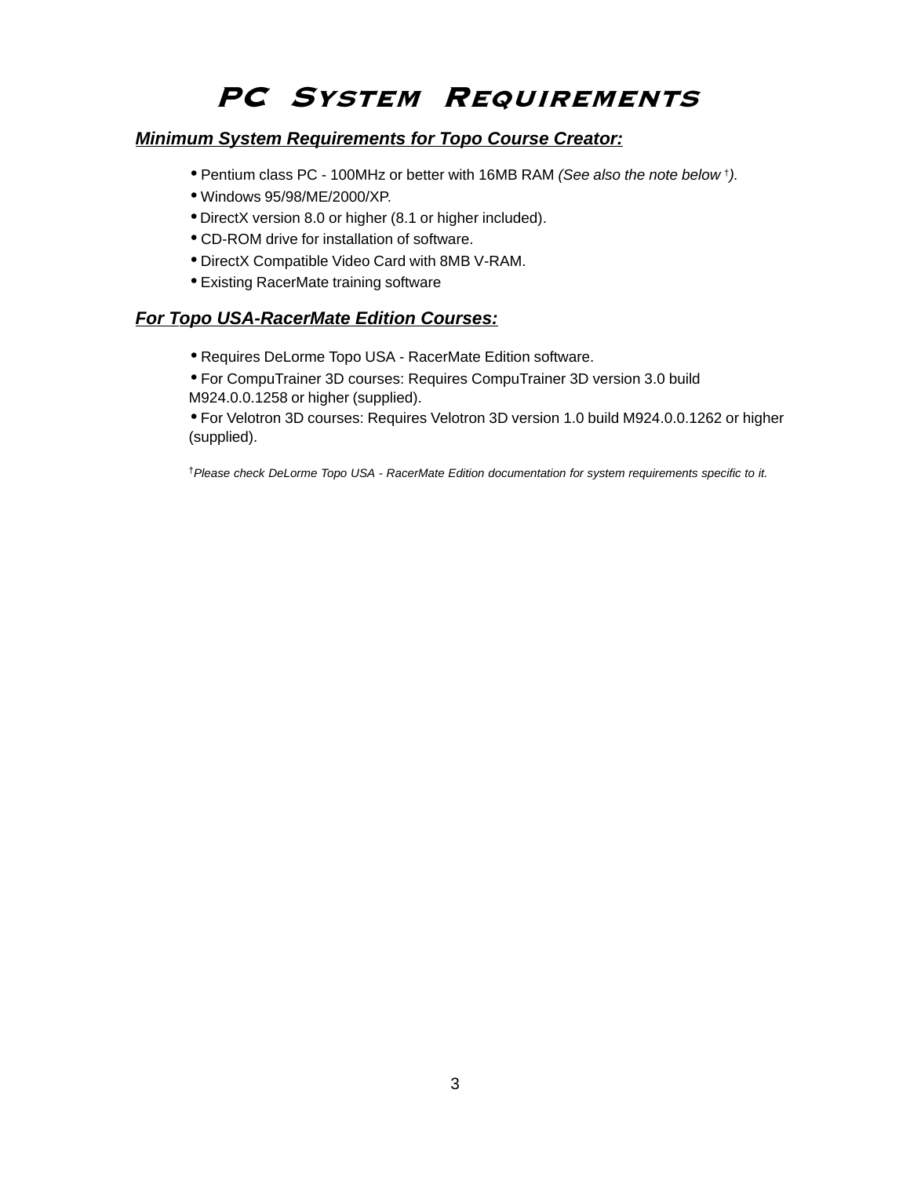# PC System Requirements

***Minimum System Requirements for Topo Course Creator:***

- Pentium class PC - 100MHz or better with 16MB RAM *(See also the note below †).*
- Windows 95/98/ME/2000/XP.
- DirectX version 8.0 or higher (8.1 or higher included).
- CD-ROM drive for installation of software.
- DirectX Compatible Video Card with 8MB V-RAM.
- Existing RacerMate training software

***For Topo USA-RacerMate Edition Courses:***

- Requires DeLorme Topo USA - RacerMate Edition software.
- For CompuTrainer 3D courses: Requires CompuTrainer 3D version 3.0 build M924.0.0.1258 or higher (supplied).
- For Velotron 3D courses: Requires Velotron 3D version 1.0 build M924.0.0.1262 or higher (supplied).

†*Please check DeLorme Topo USA - RacerMate Edition documentation for system requirements specific to it.*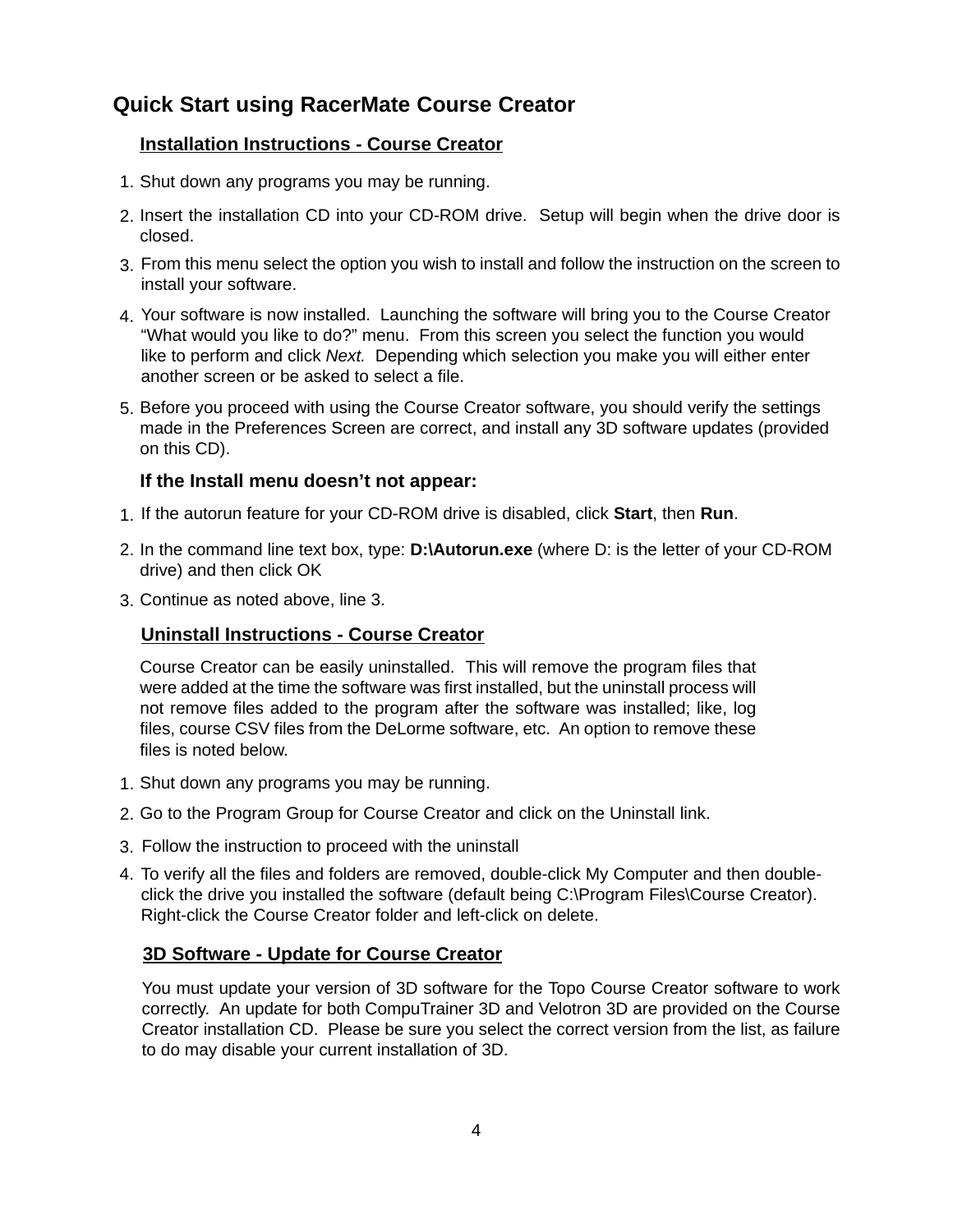# Quick Start using RacerMate Course Creator

## Installation Instructions - Course Creator

1. Shut down any programs you may be running.
2. Insert the installation CD into your CD-ROM drive. Setup will begin when the drive door is closed.
3. From this menu select the option you wish to install and follow the instruction on the screen to install your software.
4. Your software is now installed. Launching the software will bring you to the Course Creator "What would you like to do?" menu. From this screen you select the function you would like to perform and click *Next.* Depending which selection you make you will either enter another screen or be asked to select a file.
5. Before you proceed with using the Course Creator software, you should verify the settings made in the Preferences Screen are correct, and install any 3D software updates (provided on this CD).

### If the Install menu doesn't not appear:

1. If the autorun feature for your CD-ROM drive is disabled, click **Start**, then **Run**.
2. In the command line text box, type: **D:\Autorun.exe** (where D: is the letter of your CD-ROM drive) and then click OK
3. Continue as noted above, line 3.

## Uninstall Instructions - Course Creator

Course Creator can be easily uninstalled. This will remove the program files that were added at the time the software was first installed, but the uninstall process will not remove files added to the program after the software was installed; like, log files, course CSV files from the DeLorme software, etc. An option to remove these files is noted below.

1. Shut down any programs you may be running.
2. Go to the Program Group for Course Creator and click on the Uninstall link.
3. Follow the instruction to proceed with the uninstall
4. To verify all the files and folders are removed, double-click My Computer and then double-click the drive you installed the software (default being C:\Program Files\Course Creator). Right-click the Course Creator folder and left-click on delete.

## 3D Software - Update for Course Creator

You must update your version of 3D software for the Topo Course Creator software to work correctly. An update for both CompuTrainer 3D and Velotron 3D are provided on the Course Creator installation CD. Please be sure you select the correct version from the list, as failure to do may disable your current installation of 3D.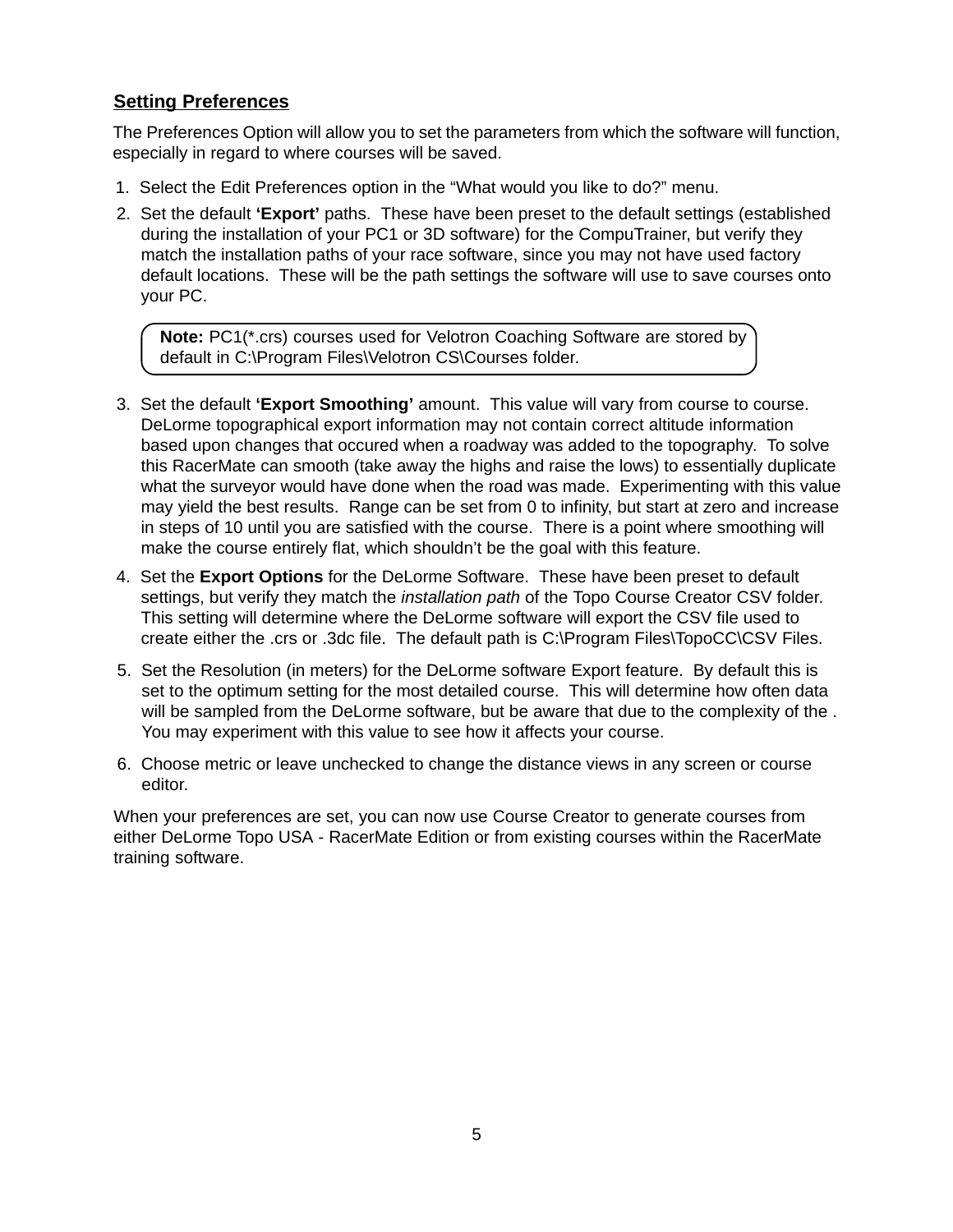## Setting Preferences

The Preferences Option will allow you to set the parameters from which the software will function, especially in regard to where courses will be saved.

1. Select the Edit Preferences option in the “What would you like to do?” menu.
2. Set the default **‘Export’** paths. These have been preset to the default settings (established during the installation of your PC1 or 3D software) for the CompuTrainer, but verify they match the installation paths of your race software, since you may not have used factory default locations. These will be the path settings the software will use to save courses onto your PC.

> **Note:** PC1(*.crs) courses used for Velotron Coaching Software are stored by default in C:\Program Files\Velotron CS\Courses folder.

3. Set the default **‘Export Smoothing’** amount. This value will vary from course to course. DeLorme topographical export information may not contain correct altitude information based upon changes that occured when a roadway was added to the topography. To solve this RacerMate can smooth (take away the highs and raise the lows) to essentially duplicate what the surveyor would have done when the road was made. Experimenting with this value may yield the best results. Range can be set from 0 to infinity, but start at zero and increase in steps of 10 until you are satisfied with the course. There is a point where smoothing will make the course entirely flat, which shouldn’t be the goal with this feature.
4. Set the **Export Options** for the DeLorme Software. These have been preset to default settings, but verify they match the *installation path* of the Topo Course Creator CSV folder. This setting will determine where the DeLorme software will export the CSV file used to create either the .crs or .3dc file. The default path is C:\Program Files\TopoCC\CSV Files.
5. Set the Resolution (in meters) for the DeLorme software Export feature. By default this is set to the optimum setting for the most detailed course. This will determine how often data will be sampled from the DeLorme software, but be aware that due to the complexity of the . You may experiment with this value to see how it affects your course.
6. Choose metric or leave unchecked to change the distance views in any screen or course editor.

When your preferences are set, you can now use Course Creator to generate courses from either DeLorme Topo USA - RacerMate Edition or from existing courses within the RacerMate training software.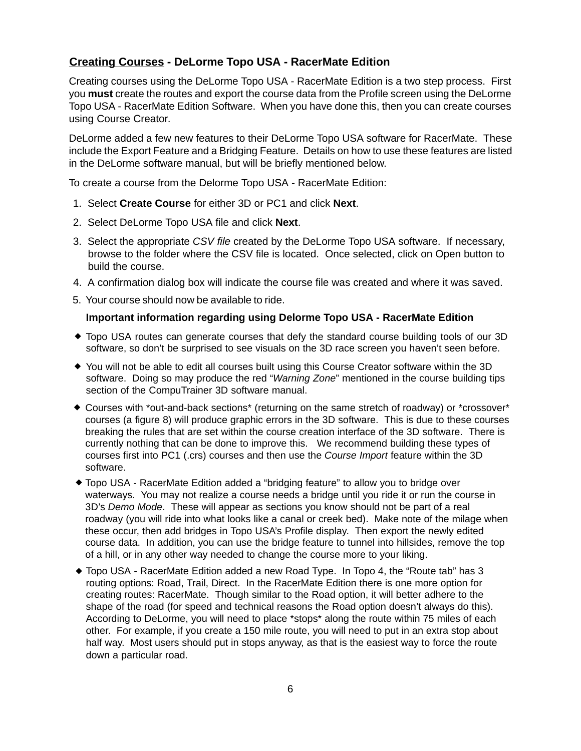## <u>Creating Courses</u> - DeLorme Topo USA - RacerMate Edition

Creating courses using the DeLorme Topo USA - RacerMate Edition is a two step process. First you **must** create the routes and export the course data from the Profile screen using the DeLorme Topo USA - RacerMate Edition Software. When you have done this, then you can create courses using Course Creator.

DeLorme added a few new features to their DeLorme Topo USA software for RacerMate. These include the Export Feature and a Bridging Feature. Details on how to use these features are listed in the DeLorme software manual, but will be briefly mentioned below.

To create a course from the Delorme Topo USA - RacerMate Edition:

1. Select **Create Course** for either 3D or PC1 and click **Next**.
2. Select DeLorme Topo USA file and click **Next**.
3. Select the appropriate *CSV file* created by the DeLorme Topo USA software. If necessary, browse to the folder where the CSV file is located. Once selected, click on Open button to build the course.
4. A confirmation dialog box will indicate the course file was created and where it was saved.
5. Your course should now be available to ride.

**Important information regarding using Delorme Topo USA - RacerMate Edition**

- Topo USA routes can generate courses that defy the standard course building tools of our 3D software, so don't be surprised to see visuals on the 3D race screen you haven't seen before.
- You will not be able to edit all courses built using this Course Creator software within the 3D software. Doing so may produce the red "*Warning Zone*" mentioned in the course building tips section of the CompuTrainer 3D software manual.
- Courses with *out-and-back sections* (returning on the same stretch of roadway) or *crossover* courses (a figure 8) will produce graphic errors in the 3D software. This is due to these courses breaking the rules that are set within the course creation interface of the 3D software. There is currently nothing that can be done to improve this. We recommend building these types of courses first into PC1 (.crs) courses and then use the *Course Import* feature within the 3D software.
- Topo USA - RacerMate Edition added a "bridging feature" to allow you to bridge over waterways. You may not realize a course needs a bridge until you ride it or run the course in 3D's *Demo Mode*. These will appear as sections you know should not be part of a real roadway (you will ride into what looks like a canal or creek bed). Make note of the milage when these occur, then add bridges in Topo USA's Profile display. Then export the newly edited course data. In addition, you can use the bridge feature to tunnel into hillsides, remove the top of a hill, or in any other way needed to change the course more to your liking.
- Topo USA - RacerMate Edition added a new Road Type. In Topo 4, the "Route tab" has 3 routing options: Road, Trail, Direct. In the RacerMate Edition there is one more option for creating routes: RacerMate. Though similar to the Road option, it will better adhere to the shape of the road (for speed and technical reasons the Road option doesn't always do this). According to DeLorme, you will need to place *stops* along the route within 75 miles of each other. For example, if you create a 150 mile route, you will need to put in an extra stop about half way. Most users should put in stops anyway, as that is the easiest way to force the route down a particular road.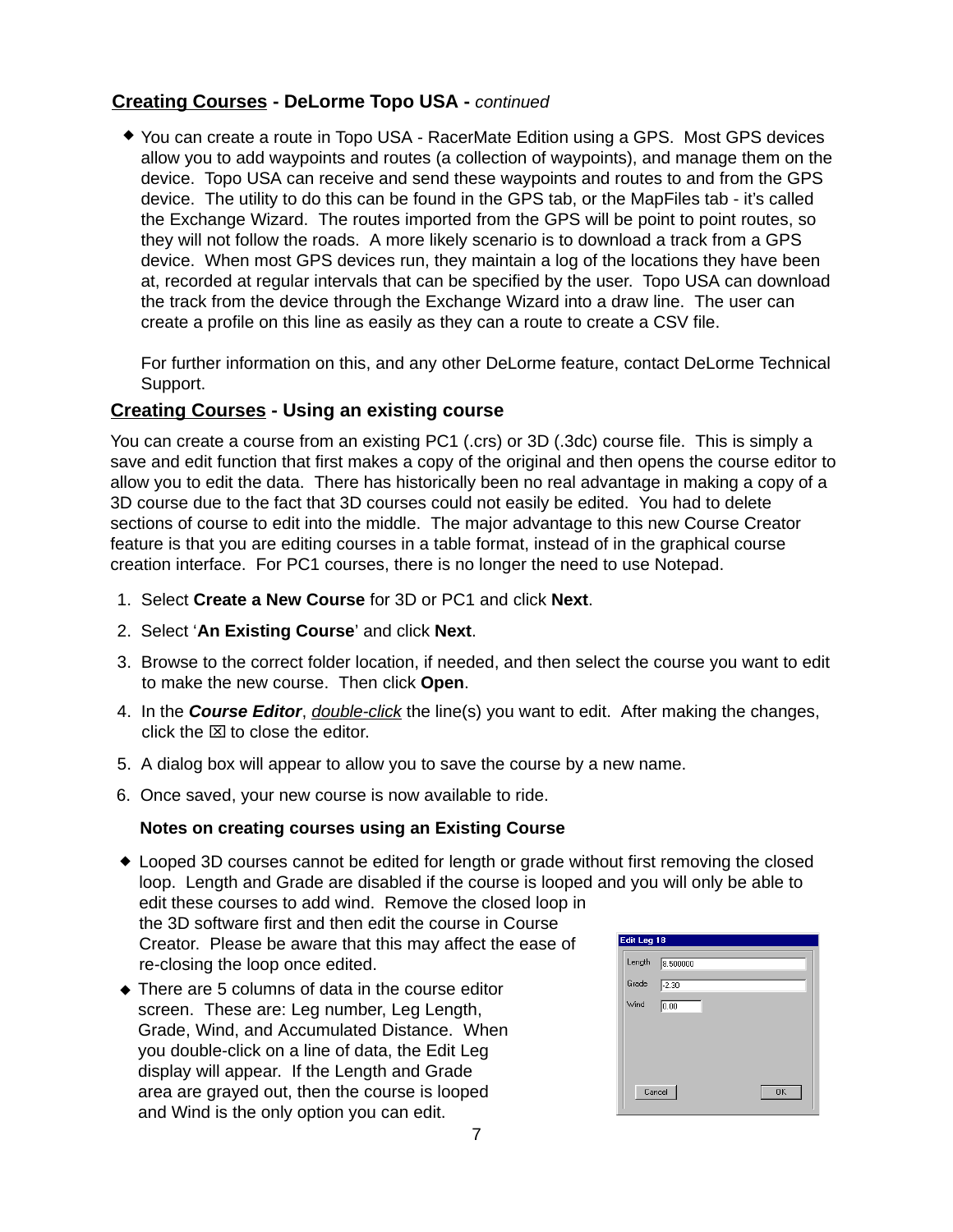## **Creating Courses** - DeLorme Topo USA - *continued*

- You can create a route in Topo USA - RacerMate Edition using a GPS. Most GPS devices allow you to add waypoints and routes (a collection of waypoints), and manage them on the device. Topo USA can receive and send these waypoints and routes to and from the GPS device. The utility to do this can be found in the GPS tab, or the MapFiles tab - it's called the Exchange Wizard. The routes imported from the GPS will be point to point routes, so they will not follow the roads. A more likely scenario is to download a track from a GPS device. When most GPS devices run, they maintain a log of the locations they have been at, recorded at regular intervals that can be specified by the user. Topo USA can download the track from the device through the Exchange Wizard into a draw line. The user can create a profile on this line as easily as they can a route to create a CSV file.

  For further information on this, and any other DeLorme feature, contact DeLorme Technical Support.

## **Creating Courses** - Using an existing course

You can create a course from an existing PC1 (.crs) or 3D (.3dc) course file. This is simply a save and edit function that first makes a copy of the original and then opens the course editor to allow you to edit the data. There has historically been no real advantage in making a copy of a 3D course due to the fact that 3D courses could not easily be edited. You had to delete sections of course to edit into the middle. The major advantage to this new Course Creator feature is that you are editing courses in a table format, instead of in the graphical course creation interface. For PC1 courses, there is no longer the need to use Notepad.

1. Select **Create a New Course** for 3D or PC1 and click **Next**.
2. Select '**An Existing Course**' and click **Next**.
3. Browse to the correct folder location, if needed, and then select the course you want to edit to make the new course. Then click **Open**.
4. In the ***Course Editor***, double-click the line(s) you want to edit. After making the changes, click the ☒ to close the editor.
5. A dialog box will appear to allow you to save the course by a new name.
6. Once saved, your new course is now available to ride.

**Notes on creating courses using an Existing Course**

- Looped 3D courses cannot be edited for length or grade without first removing the closed loop. Length and Grade are disabled if the course is looped and you will only be able to edit these courses to add wind. Remove the closed loop in the 3D software first and then edit the course in Course Creator. Please be aware that this may affect the ease of re-closing the loop once edited.
- There are 5 columns of data in the course editor screen. These are: Leg number, Leg Length, Grade, Wind, and Accumulated Distance. When you double-click on a line of data, the Edit Leg display will appear. If the Length and Grade area are grayed out, then the course is looped and Wind is the only option you can edit.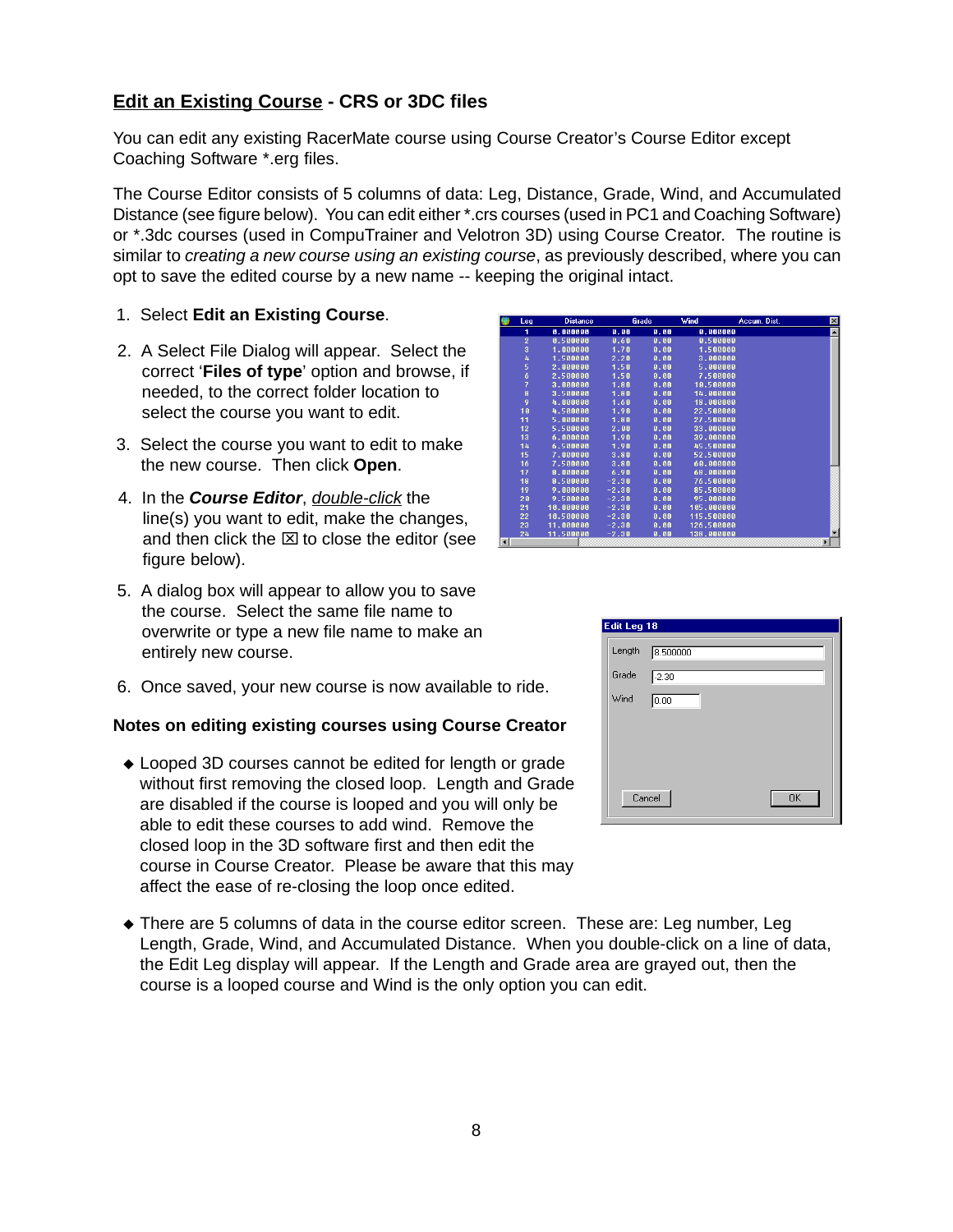## Edit an Existing Course - CRS or 3DC files

You can edit any existing RacerMate course using Course Creator's Course Editor except Coaching Software *.erg files.

The Course Editor consists of 5 columns of data: Leg, Distance, Grade, Wind, and Accumulated Distance (see figure below). You can edit either *.crs courses (used in PC1 and Coaching Software) or *.3dc courses (used in CompuTrainer and Velotron 3D) using Course Creator. The routine is similar to *creating a new course using an existing course*, as previously described, where you can opt to save the edited course by a new name -- keeping the original intact.

1. Select **Edit an Existing Course**.
2. A Select File Dialog will appear. Select the correct '**Files of type**' option and browse, if needed, to the correct folder location to select the course you want to edit.
3. Select the course you want to edit to make the new course. Then click **Open**.
4. In the ***Course Editor***, double-click the line(s) you want to edit, make the changes, and then click the ☒ to close the editor (see figure below).
5. A dialog box will appear to allow you to save the course. Select the same file name to overwrite or type a new file name to make an entirely new course.
6. Once saved, your new course is now available to ride.

| Leg | Distance | Grade | Wind | Accum. Dist. |
|---|---|---|---|---|
| 1 | 0.000000 | 0.00 | 0.00 | 0.000000 |
| 2 | 0.500000 | 0.60 | 0.00 | 0.500000 |
| 3 | 1.000000 | 1.70 | 0.00 | 1.500000 |
| 4 | 1.500000 | 2.20 | 0.00 | 3.000000 |
| 5 | 2.000000 | 1.50 | 0.00 | 5.000000 |
| 6 | 2.500000 | 1.50 | 0.00 | 7.500000 |
| 7 | 3.000000 | 1.80 | 0.00 | 10.500000 |
| 8 | 3.500000 | 1.80 | 0.00 | 14.000000 |
| 9 | 4.000000 | 1.60 | 0.00 | 18.000000 |
| 10 | 4.500000 | 1.90 | 0.00 | 22.500000 |
| 11 | 5.000000 | 1.80 | 0.00 | 27.500000 |
| 12 | 5.500000 | 2.00 | 0.00 | 33.000000 |
| 13 | 6.000000 | 1.90 | 0.00 | 39.000000 |
| 14 | 6.500000 | 1.90 | 0.00 | 45.500000 |
| 15 | 7.000000 | 3.80 | 0.00 | 52.500000 |
| 16 | 7.500000 | 3.80 | 0.00 | 60.000000 |
| 17 | 8.000000 | 6.90 | 0.00 | 68.000000 |
| 18 | 8.500000 | -2.30 | 0.00 | 76.500000 |
| 19 | 9.000000 | -2.30 | 0.00 | 85.500000 |
| 20 | 9.500000 | -2.30 | 0.00 | 95.000000 |
| 21 | 10.000000 | -2.30 | 0.00 | 105.000000 |
| 22 | 10.500000 | -2.30 | 0.00 | 115.500000 |
| 23 | 11.000000 | -2.30 | 0.00 | 126.500000 |
| 24 | 11.500000 | -2.30 | 0.00 | 138.000000 |

**Edit Leg 18**

Length: 8.500000
Grade: -2.30
Wind: 0.00

Cancel | OK

### Notes on editing existing courses using Course Creator

- Looped 3D courses cannot be edited for length or grade without first removing the closed loop. Length and Grade are disabled if the course is looped and you will only be able to edit these courses to add wind. Remove the closed loop in the 3D software first and then edit the course in Course Creator. Please be aware that this may affect the ease of re-closing the loop once edited.
- There are 5 columns of data in the course editor screen. These are: Leg number, Leg Length, Grade, Wind, and Accumulated Distance. When you double-click on a line of data, the Edit Leg display will appear. If the Length and Grade area are grayed out, then the course is a looped course and Wind is the only option you can edit.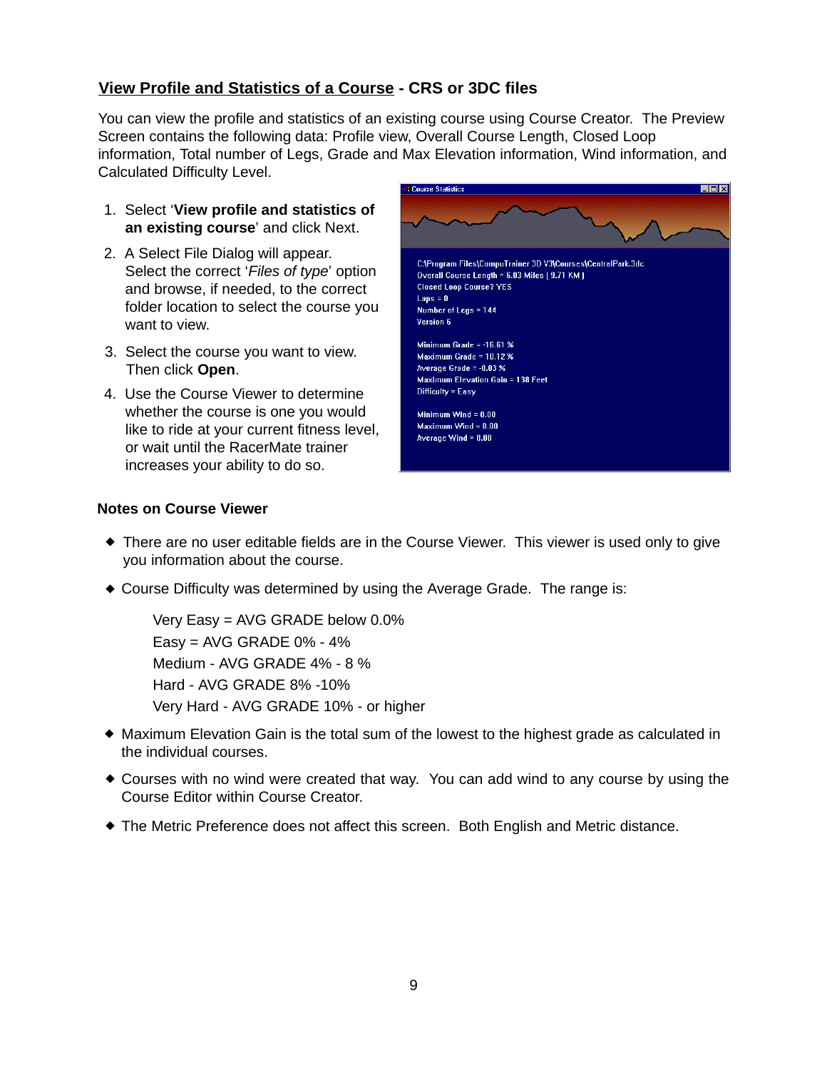## View Profile and Statistics of a Course - CRS or 3DC files

You can view the profile and statistics of an existing course using Course Creator. The Preview Screen contains the following data: Profile view, Overall Course Length, Closed Loop information, Total number of Legs, Grade and Max Elevation information, Wind information, and Calculated Difficulty Level.

1. Select '**View profile and statistics of an existing course**' and click Next.
2. A Select File Dialog will appear. Select the correct '*Files of type*' option and browse, if needed, to the correct folder location to select the course you want to view.
3. Select the course you want to view. Then click **Open**.
4. Use the Course Viewer to determine whether the course is one you would like to ride at your current fitness level, or wait until the RacerMate trainer increases your ability to do so.

Course Statistics

C:\Program Files\CompuTrainer 3D V3\Courses\CentralPark.3dc
Overall Course Length = 6.03 Miles ( 9.71 KM )
Closed Loop Course? YES
Laps = 0
Number of Legs = 144
Version 6

Minimum Grade = -16.61 %
Maximum Grade = 10.12 %
Average Grade = -0.03 %
Maximum Elevation Gain = 138 Feet
Difficulty = Easy

Minimum Wind = 0.00
Maximum Wind = 0.00
Average Wind = 0.00

### Notes on Course Viewer

- There are no user editable fields are in the Course Viewer. This viewer is used only to give you information about the course.
- Course Difficulty was determined by using the Average Grade. The range is:

  Very Easy = AVG GRADE below 0.0%
  Easy = AVG GRADE 0% - 4%
  Medium - AVG GRADE 4% - 8 %
  Hard - AVG GRADE 8% -10%
  Very Hard - AVG GRADE 10% - or higher

- Maximum Elevation Gain is the total sum of the lowest to the highest grade as calculated in the individual courses.
- Courses with no wind were created that way. You can add wind to any course by using the Course Editor within Course Creator.
- The Metric Preference does not affect this screen. Both English and Metric distance.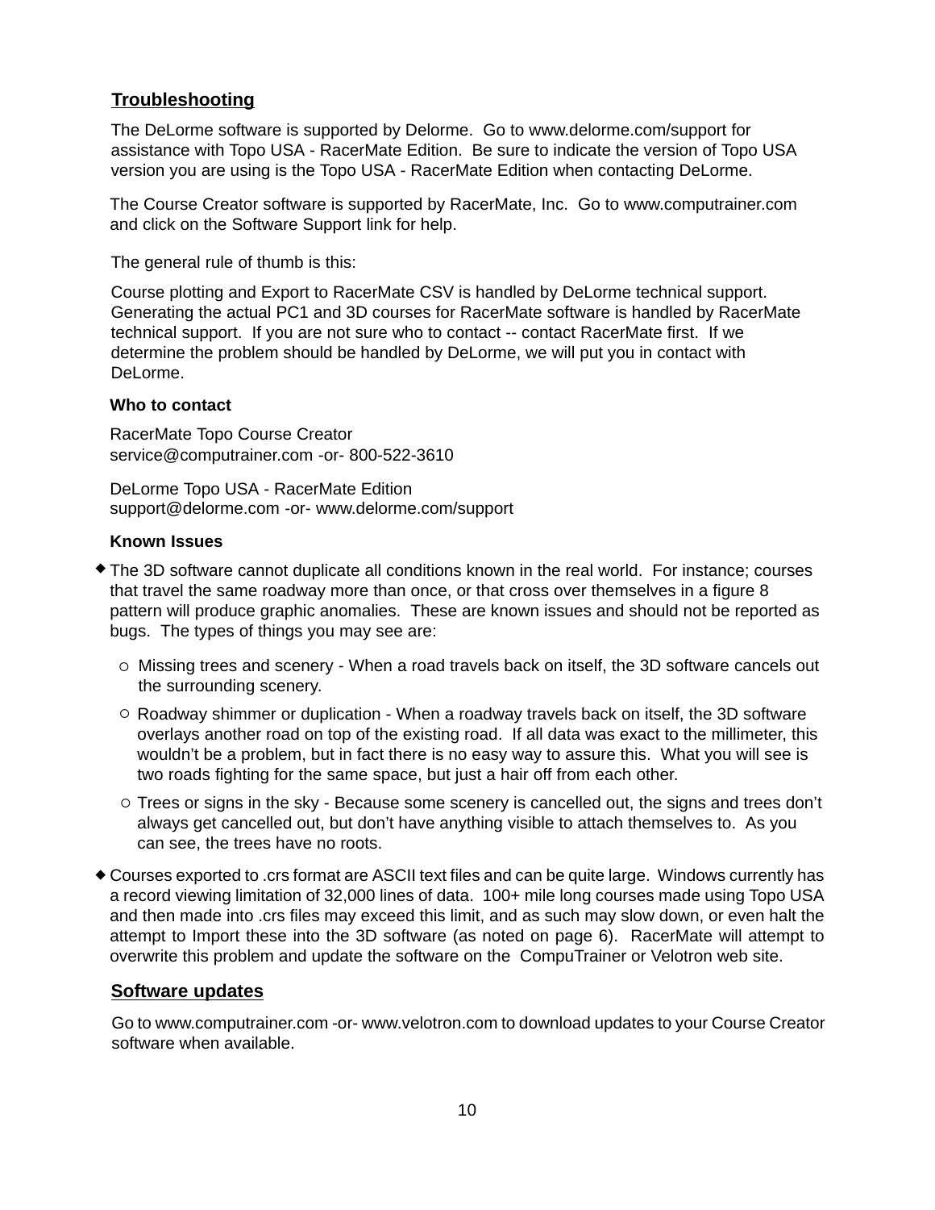## Troubleshooting

The DeLorme software is supported by Delorme. Go to www.delorme.com/support for assistance with Topo USA - RacerMate Edition. Be sure to indicate the version of Topo USA version you are using is the Topo USA - RacerMate Edition when contacting DeLorme.

The Course Creator software is supported by RacerMate, Inc. Go to www.computrainer.com and click on the Software Support link for help.

The general rule of thumb is this:

Course plotting and Export to RacerMate CSV is handled by DeLorme technical support. Generating the actual PC1 and 3D courses for RacerMate software is handled by RacerMate technical support. If you are not sure who to contact -- contact RacerMate first. If we determine the problem should be handled by DeLorme, we will put you in contact with DeLorme.

### Who to contact

RacerMate Topo Course Creator
service@computrainer.com -or- 800-522-3610

DeLorme Topo USA - RacerMate Edition
support@delorme.com -or- www.delorme.com/support

### Known Issues

- The 3D software cannot duplicate all conditions known in the real world. For instance; courses that travel the same roadway more than once, or that cross over themselves in a figure 8 pattern will produce graphic anomalies. These are known issues and should not be reported as bugs. The types of things you may see are:
  - Missing trees and scenery - When a road travels back on itself, the 3D software cancels out the surrounding scenery.
  - Roadway shimmer or duplication - When a roadway travels back on itself, the 3D software overlays another road on top of the existing road. If all data was exact to the millimeter, this wouldn't be a problem, but in fact there is no easy way to assure this. What you will see is two roads fighting for the same space, but just a hair off from each other.
  - Trees or signs in the sky - Because some scenery is cancelled out, the signs and trees don't always get cancelled out, but don't have anything visible to attach themselves to. As you can see, the trees have no roots.
- Courses exported to .crs format are ASCII text files and can be quite large. Windows currently has a record viewing limitation of 32,000 lines of data. 100+ mile long courses made using Topo USA and then made into .crs files may exceed this limit, and as such may slow down, or even halt the attempt to Import these into the 3D software (as noted on page 6). RacerMate will attempt to overwrite this problem and update the software on the CompuTrainer or Velotron web site.

## Software updates

Go to www.computrainer.com -or- www.velotron.com to download updates to your Course Creator software when available.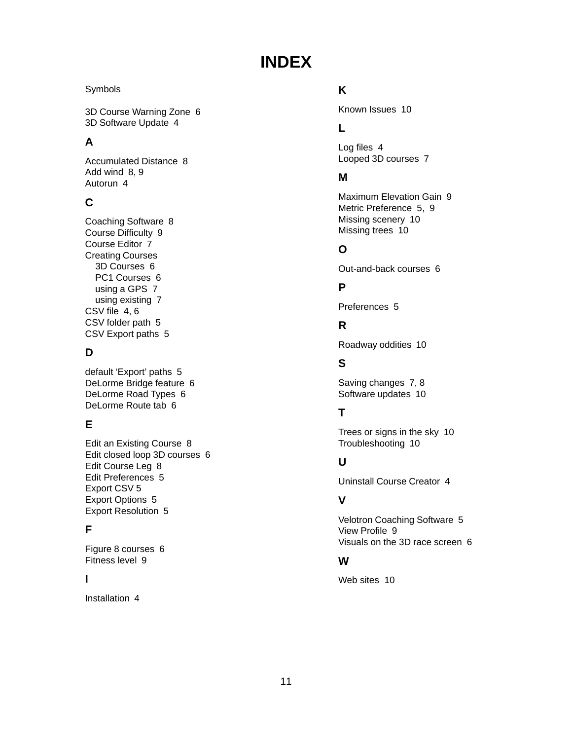# INDEX

Symbols

3D Course Warning Zone  6
3D Software Update  4

### A

Accumulated Distance  8
Add wind  8, 9
Autorun  4

### C

Coaching Software  8
Course Difficulty  9
Course Editor  7
Creating Courses
  3D Courses  6
  PC1 Courses  6
  using a GPS  7
  using existing  7
CSV file  4, 6
CSV folder path  5
CSV Export paths  5

### D

default 'Export' paths  5
DeLorme Bridge feature  6
DeLorme Road Types  6
DeLorme Route tab  6

### E

Edit an Existing Course  8
Edit closed loop 3D courses  6
Edit Course Leg  8
Edit Preferences  5
Export CSV 5
Export Options  5
Export Resolution  5

### F

Figure 8 courses  6
Fitness level  9

### I

Installation  4

### K

Known Issues  10

### L

Log files  4
Looped 3D courses  7

### M

Maximum Elevation Gain  9
Metric Preference  5,  9
Missing scenery  10
Missing trees  10

### O

Out-and-back courses  6

### P

Preferences  5

### R

Roadway oddities  10

### S

Saving changes  7, 8
Software updates  10

### T

Trees or signs in the sky  10
Troubleshooting  10

### U

Uninstall Course Creator  4

### V

Velotron Coaching Software  5
View Profile  9
Visuals on the 3D race screen  6

### W

Web sites  10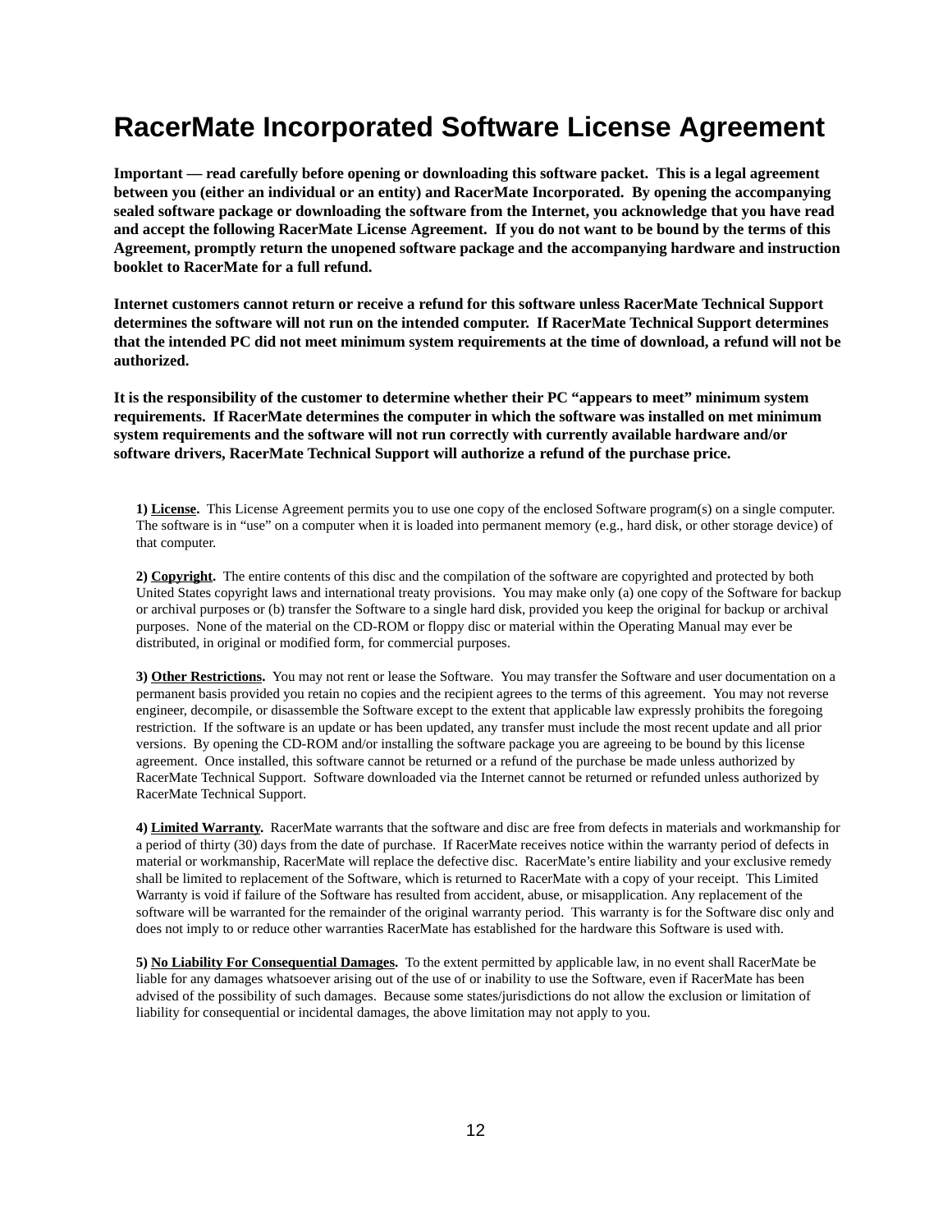# RacerMate Incorporated Software License Agreement

**Important — read carefully before opening or downloading this software packet. This is a legal agreement between you (either an individual or an entity) and RacerMate Incorporated. By opening the accompanying sealed software package or downloading the software from the Internet, you acknowledge that you have read and accept the following RacerMate License Agreement. If you do not want to be bound by the terms of this Agreement, promptly return the unopened software package and the accompanying hardware and instruction booklet to RacerMate for a full refund.**

**Internet customers cannot return or receive a refund for this software unless RacerMate Technical Support determines the software will not run on the intended computer. If RacerMate Technical Support determines that the intended PC did not meet minimum system requirements at the time of download, a refund will not be authorized.**

**It is the responsibility of the customer to determine whether their PC "appears to meet" minimum system requirements. If RacerMate determines the computer in which the software was installed on met minimum system requirements and the software will not run correctly with currently available hardware and/or software drivers, RacerMate Technical Support will authorize a refund of the purchase price.**

**1) <u>License</u>.** This License Agreement permits you to use one copy of the enclosed Software program(s) on a single computer. The software is in "use" on a computer when it is loaded into permanent memory (e.g., hard disk, or other storage device) of that computer.

**2) <u>Copyright</u>.** The entire contents of this disc and the compilation of the software are copyrighted and protected by both United States copyright laws and international treaty provisions. You may make only (a) one copy of the Software for backup or archival purposes or (b) transfer the Software to a single hard disk, provided you keep the original for backup or archival purposes. None of the material on the CD-ROM or floppy disc or material within the Operating Manual may ever be distributed, in original or modified form, for commercial purposes.

**3) <u>Other Restrictions</u>.** You may not rent or lease the Software. You may transfer the Software and user documentation on a permanent basis provided you retain no copies and the recipient agrees to the terms of this agreement. You may not reverse engineer, decompile, or disassemble the Software except to the extent that applicable law expressly prohibits the foregoing restriction. If the software is an update or has been updated, any transfer must include the most recent update and all prior versions. By opening the CD-ROM and/or installing the software package you are agreeing to be bound by this license agreement. Once installed, this software cannot be returned or a refund of the purchase be made unless authorized by RacerMate Technical Support. Software downloaded via the Internet cannot be returned or refunded unless authorized by RacerMate Technical Support.

**4) <u>Limited Warranty</u>.** RacerMate warrants that the software and disc are free from defects in materials and workmanship for a period of thirty (30) days from the date of purchase. If RacerMate receives notice within the warranty period of defects in material or workmanship, RacerMate will replace the defective disc. RacerMate's entire liability and your exclusive remedy shall be limited to replacement of the Software, which is returned to RacerMate with a copy of your receipt. This Limited Warranty is void if failure of the Software has resulted from accident, abuse, or misapplication. Any replacement of the software will be warranted for the remainder of the original warranty period. This warranty is for the Software disc only and does not imply to or reduce other warranties RacerMate has established for the hardware this Software is used with.

**5) <u>No Liability For Consequential Damages</u>.** To the extent permitted by applicable law, in no event shall RacerMate be liable for any damages whatsoever arising out of the use of or inability to use the Software, even if RacerMate has been advised of the possibility of such damages. Because some states/jurisdictions do not allow the exclusion or limitation of liability for consequential or incidental damages, the above limitation may not apply to you.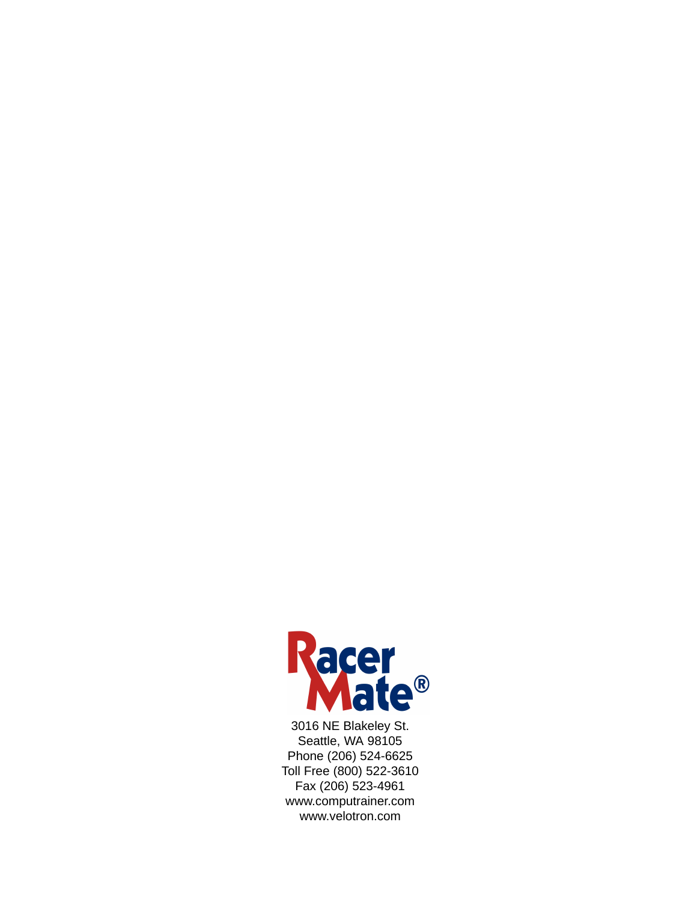RacerMate®

3016 NE Blakeley St.
Seattle, WA 98105
Phone (206) 524-6625
Toll Free (800) 522-3610
Fax (206) 523-4961
www.computrainer.com
www.velotron.com